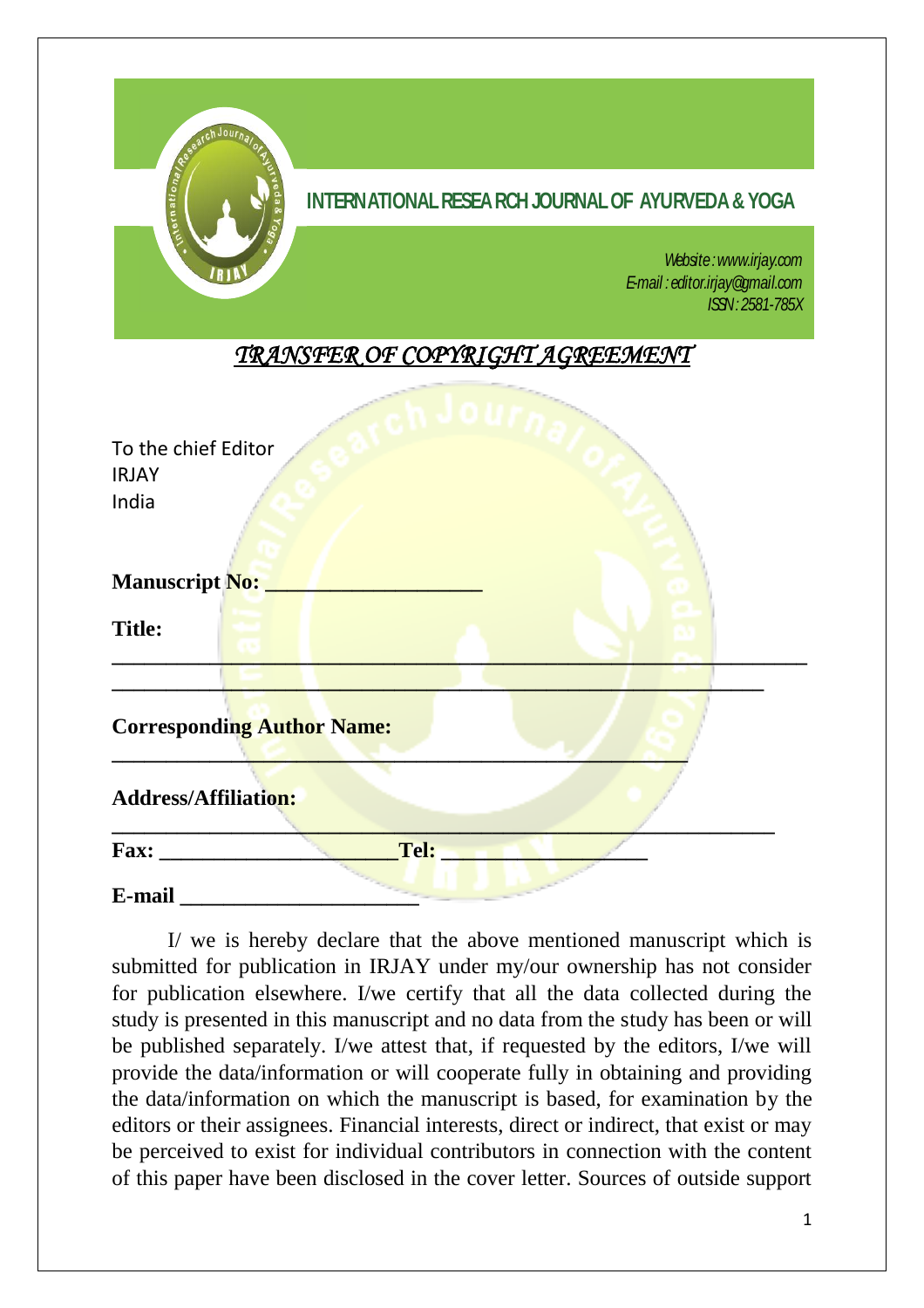# INTERNATIONAL RESEARCH JOURNAL OF AYURVEDA & YOGA

*Website: www.irjay.com*
*E-mail: editor.irjay@gmail.com*
*ISSN: 2581-785X*

## *TRANSFER OF COPYRIGHT AGREEMENT*

To the chief Editor
IRJAY
India

**Manuscript No:** ____________________

**Title:**
______________________________________________________________
__________________________________________________________

**Corresponding Author Name:**
___________________________________________________

**Address/Affiliation:**
___________________________________________________________

**Fax:** ______________________ **Tel:** ___________________

**E-mail** ______________________

I/ we is hereby declare that the above mentioned manuscript which is submitted for publication in IRJAY under my/our ownership has not consider for publication elsewhere. I/we certify that all the data collected during the study is presented in this manuscript and no data from the study has been or will be published separately. I/we attest that, if requested by the editors, I/we will provide the data/information or will cooperate fully in obtaining and providing the data/information on which the manuscript is based, for examination by the editors or their assignees. Financial interests, direct or indirect, that exist or may be perceived to exist for individual contributors in connection with the content of this paper have been disclosed in the cover letter. Sources of outside support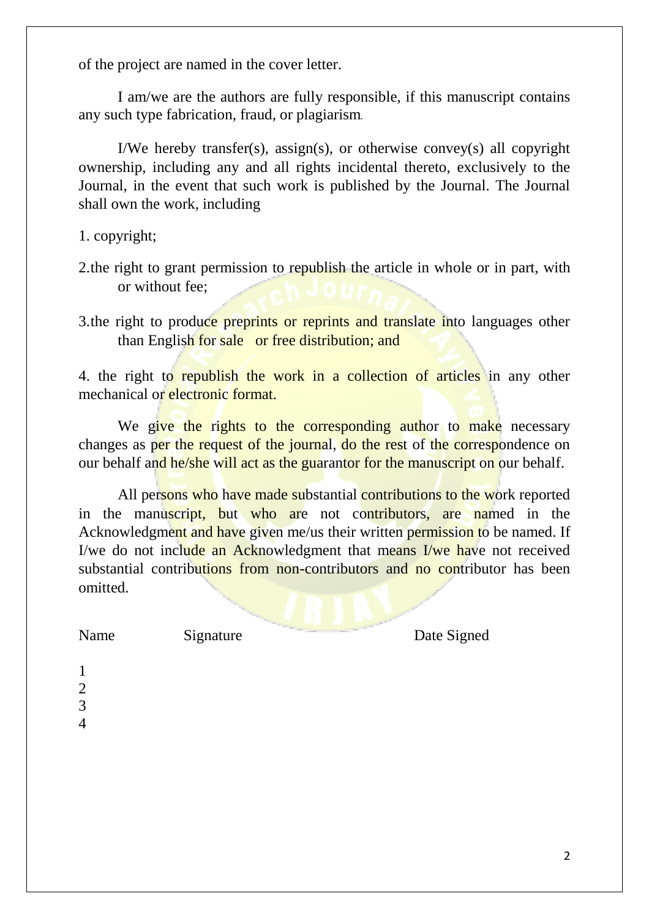of the project are named in the cover letter.

I am/we are the authors are fully responsible, if this manuscript contains any such type fabrication, fraud, or plagiarism.

I/We hereby transfer(s), assign(s), or otherwise convey(s) all copyright ownership, including any and all rights incidental thereto, exclusively to the Journal, in the event that such work is published by the Journal. The Journal shall own the work, including

1. copyright;

2. the right to grant permission to republish the article in whole or in part, with or without fee;

3. the right to produce preprints or reprints and translate into languages other than English for sale or free distribution; and

4. the right to republish the work in a collection of articles in any other mechanical or electronic format.

We give the rights to the corresponding author to make necessary changes as per the request of the journal, do the rest of the correspondence on our behalf and he/she will act as the guarantor for the manuscript on our behalf.

All persons who have made substantial contributions to the work reported in the manuscript, but who are not contributors, are named in the Acknowledgment and have given me/us their written permission to be named. If I/we do not include an Acknowledgment that means I/we have not received substantial contributions from non-contributors and no contributor has been omitted.

| Name | Signature | Date Signed |
|---|---|---|
| 1 | | |
| 2 | | |
| 3 | | |
| 4 | | |